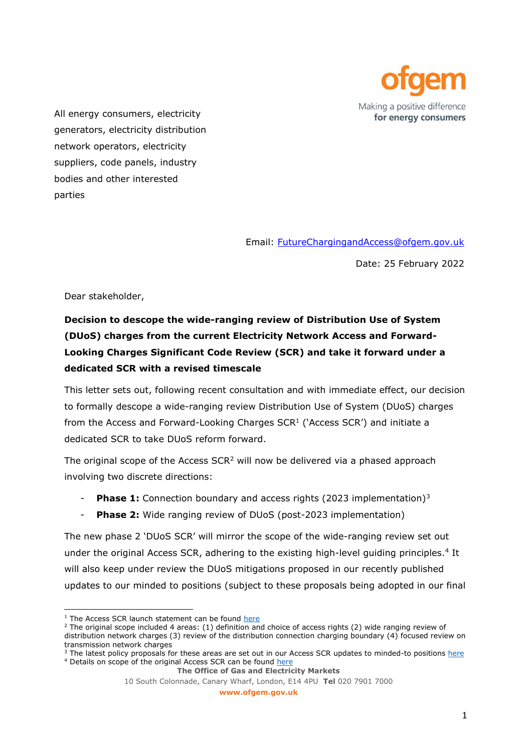All energy consumers, electricity generators, electricity distribution network operators, electricity suppliers, code panels, industry bodies and other interested parties

Email: FutureChargingandAccess@ofgem.gov.uk

Date: 25 February 2022

Dear stakeholder,

**Decision to descope the wide-ranging review of Distribution Use of System (DUoS) charges from the current Electricity Network Access and Forward-Looking Charges Significant Code Review (SCR) and take it forward under a dedicated SCR with a revised timescale**

This letter sets out, following recent consultation and with immediate effect, our decision to formally descope a wide-ranging review Distribution Use of System (DUoS) charges from the Access and Forward-Looking Charges SCR[1] ('Access SCR') and initiate a dedicated SCR to take DUoS reform forward.

The original scope of the Access SCR[2] will now be delivered via a phased approach involving two discrete directions:

- **Phase 1:** Connection boundary and access rights (2023 implementation)[3]
- **Phase 2:** Wide ranging review of DUoS (post-2023 implementation)

The new phase 2 'DUoS SCR' will mirror the scope of the wide-ranging review set out under the original Access SCR, adhering to the existing high-level guiding principles.[4] It will also keep under review the DUoS mitigations proposed in our recently published updates to our minded to positions (subject to these proposals being adopted in our final

[1] The Access SCR launch statement can be found here

[2] The original scope included 4 areas: (1) definition and choice of access rights (2) wide ranging review of distribution network charges (3) review of the distribution connection charging boundary (4) focused review on transmission network charges

[3] The latest policy proposals for these areas are set out in our Access SCR updates to minded-to positions here

[4] Details on scope of the original Access SCR can be found here

**The Office of Gas and Electricity Markets**
10 South Colonnade, Canary Wharf, London, E14 4PU **Tel** 020 7901 7000
**www.ofgem.gov.uk**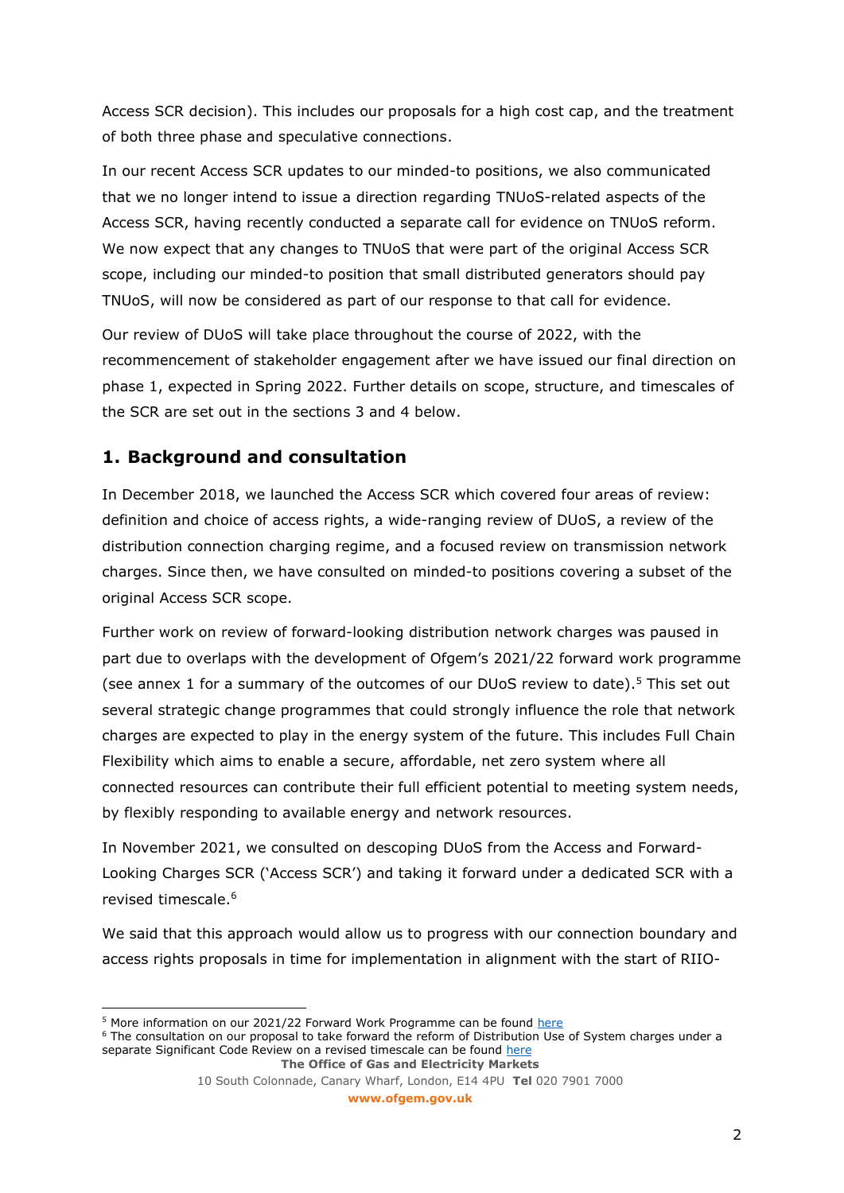Access SCR decision). This includes our proposals for a high cost cap, and the treatment of both three phase and speculative connections.

In our recent Access SCR updates to our minded-to positions, we also communicated that we no longer intend to issue a direction regarding TNUoS-related aspects of the Access SCR, having recently conducted a separate call for evidence on TNUoS reform. We now expect that any changes to TNUoS that were part of the original Access SCR scope, including our minded-to position that small distributed generators should pay TNUoS, will now be considered as part of our response to that call for evidence.

Our review of DUoS will take place throughout the course of 2022, with the recommencement of stakeholder engagement after we have issued our final direction on phase 1, expected in Spring 2022. Further details on scope, structure, and timescales of the SCR are set out in the sections 3 and 4 below.

## 1. Background and consultation

In December 2018, we launched the Access SCR which covered four areas of review: definition and choice of access rights, a wide-ranging review of DUoS, a review of the distribution connection charging regime, and a focused review on transmission network charges. Since then, we have consulted on minded-to positions covering a subset of the original Access SCR scope.

Further work on review of forward-looking distribution network charges was paused in part due to overlaps with the development of Ofgem's 2021/22 forward work programme (see annex 1 for a summary of the outcomes of our DUoS review to date).[5] This set out several strategic change programmes that could strongly influence the role that network charges are expected to play in the energy system of the future. This includes Full Chain Flexibility which aims to enable a secure, affordable, net zero system where all connected resources can contribute their full efficient potential to meeting system needs, by flexibly responding to available energy and network resources.

In November 2021, we consulted on descoping DUoS from the Access and Forward-Looking Charges SCR ('Access SCR') and taking it forward under a dedicated SCR with a revised timescale.[6]

We said that this approach would allow us to progress with our connection boundary and access rights proposals in time for implementation in alignment with the start of RIIO-

[5] More information on our 2021/22 Forward Work Programme can be found here

[6] The consultation on our proposal to take forward the reform of Distribution Use of System charges under a separate Significant Code Review on a revised timescale can be found here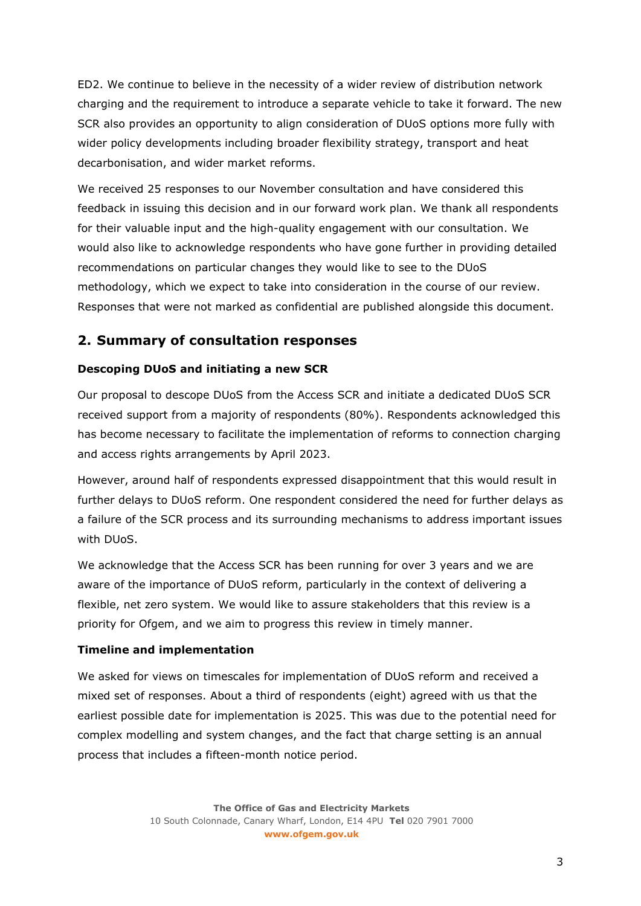ED2. We continue to believe in the necessity of a wider review of distribution network charging and the requirement to introduce a separate vehicle to take it forward. The new SCR also provides an opportunity to align consideration of DUoS options more fully with wider policy developments including broader flexibility strategy, transport and heat decarbonisation, and wider market reforms.

We received 25 responses to our November consultation and have considered this feedback in issuing this decision and in our forward work plan. We thank all respondents for their valuable input and the high-quality engagement with our consultation. We would also like to acknowledge respondents who have gone further in providing detailed recommendations on particular changes they would like to see to the DUoS methodology, which we expect to take into consideration in the course of our review. Responses that were not marked as confidential are published alongside this document.

## 2. Summary of consultation responses

**Descoping DUoS and initiating a new SCR**

Our proposal to descope DUoS from the Access SCR and initiate a dedicated DUoS SCR received support from a majority of respondents (80%). Respondents acknowledged this has become necessary to facilitate the implementation of reforms to connection charging and access rights arrangements by April 2023.

However, around half of respondents expressed disappointment that this would result in further delays to DUoS reform. One respondent considered the need for further delays as a failure of the SCR process and its surrounding mechanisms to address important issues with DUoS.

We acknowledge that the Access SCR has been running for over 3 years and we are aware of the importance of DUoS reform, particularly in the context of delivering a flexible, net zero system. We would like to assure stakeholders that this review is a priority for Ofgem, and we aim to progress this review in timely manner.

**Timeline and implementation**

We asked for views on timescales for implementation of DUoS reform and received a mixed set of responses. About a third of respondents (eight) agreed with us that the earliest possible date for implementation is 2025. This was due to the potential need for complex modelling and system changes, and the fact that charge setting is an annual process that includes a fifteen-month notice period.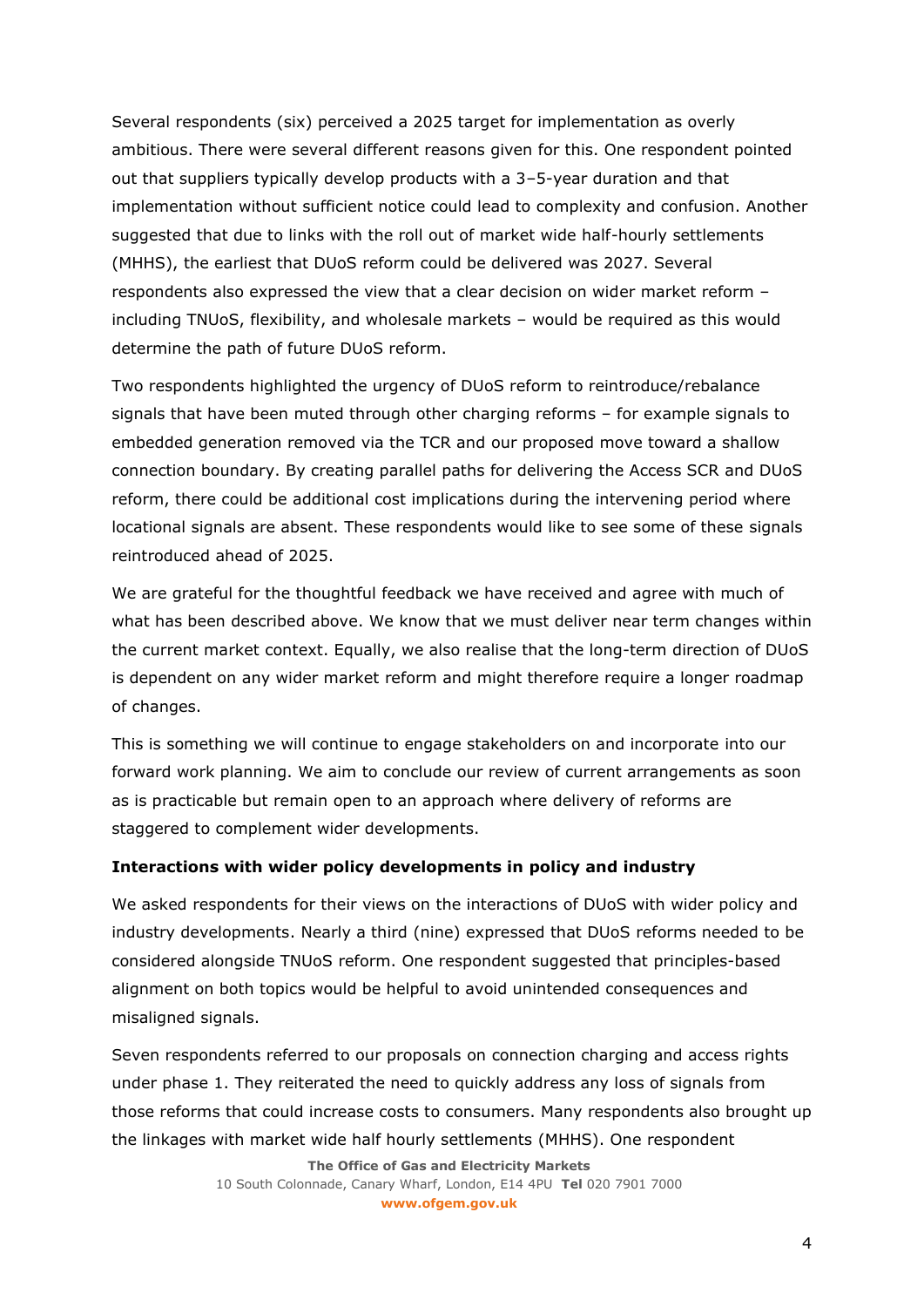Several respondents (six) perceived a 2025 target for implementation as overly ambitious. There were several different reasons given for this. One respondent pointed out that suppliers typically develop products with a 3–5-year duration and that implementation without sufficient notice could lead to complexity and confusion. Another suggested that due to links with the roll out of market wide half-hourly settlements (MHHS), the earliest that DUoS reform could be delivered was 2027. Several respondents also expressed the view that a clear decision on wider market reform – including TNUoS, flexibility, and wholesale markets – would be required as this would determine the path of future DUoS reform.

Two respondents highlighted the urgency of DUoS reform to reintroduce/rebalance signals that have been muted through other charging reforms – for example signals to embedded generation removed via the TCR and our proposed move toward a shallow connection boundary. By creating parallel paths for delivering the Access SCR and DUoS reform, there could be additional cost implications during the intervening period where locational signals are absent. These respondents would like to see some of these signals reintroduced ahead of 2025.

We are grateful for the thoughtful feedback we have received and agree with much of what has been described above. We know that we must deliver near term changes within the current market context. Equally, we also realise that the long-term direction of DUoS is dependent on any wider market reform and might therefore require a longer roadmap of changes.

This is something we will continue to engage stakeholders on and incorporate into our forward work planning. We aim to conclude our review of current arrangements as soon as is practicable but remain open to an approach where delivery of reforms are staggered to complement wider developments.

**Interactions with wider policy developments in policy and industry**

We asked respondents for their views on the interactions of DUoS with wider policy and industry developments. Nearly a third (nine) expressed that DUoS reforms needed to be considered alongside TNUoS reform. One respondent suggested that principles-based alignment on both topics would be helpful to avoid unintended consequences and misaligned signals.

Seven respondents referred to our proposals on connection charging and access rights under phase 1. They reiterated the need to quickly address any loss of signals from those reforms that could increase costs to consumers. Many respondents also brought up the linkages with market wide half hourly settlements (MHHS). One respondent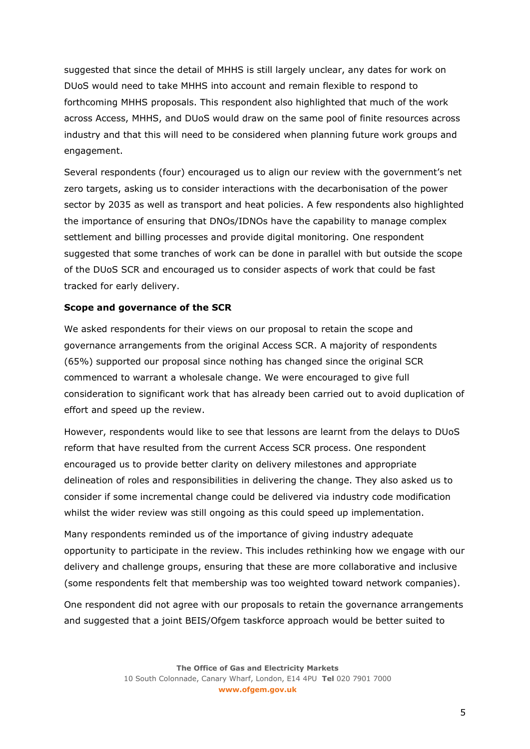suggested that since the detail of MHHS is still largely unclear, any dates for work on DUoS would need to take MHHS into account and remain flexible to respond to forthcoming MHHS proposals. This respondent also highlighted that much of the work across Access, MHHS, and DUoS would draw on the same pool of finite resources across industry and that this will need to be considered when planning future work groups and engagement.

Several respondents (four) encouraged us to align our review with the government's net zero targets, asking us to consider interactions with the decarbonisation of the power sector by 2035 as well as transport and heat policies. A few respondents also highlighted the importance of ensuring that DNOs/IDNOs have the capability to manage complex settlement and billing processes and provide digital monitoring. One respondent suggested that some tranches of work can be done in parallel with but outside the scope of the DUoS SCR and encouraged us to consider aspects of work that could be fast tracked for early delivery.

**Scope and governance of the SCR**

We asked respondents for their views on our proposal to retain the scope and governance arrangements from the original Access SCR. A majority of respondents (65%) supported our proposal since nothing has changed since the original SCR commenced to warrant a wholesale change. We were encouraged to give full consideration to significant work that has already been carried out to avoid duplication of effort and speed up the review.

However, respondents would like to see that lessons are learnt from the delays to DUoS reform that have resulted from the current Access SCR process. One respondent encouraged us to provide better clarity on delivery milestones and appropriate delineation of roles and responsibilities in delivering the change. They also asked us to consider if some incremental change could be delivered via industry code modification whilst the wider review was still ongoing as this could speed up implementation.

Many respondents reminded us of the importance of giving industry adequate opportunity to participate in the review. This includes rethinking how we engage with our delivery and challenge groups, ensuring that these are more collaborative and inclusive (some respondents felt that membership was too weighted toward network companies).

One respondent did not agree with our proposals to retain the governance arrangements and suggested that a joint BEIS/Ofgem taskforce approach would be better suited to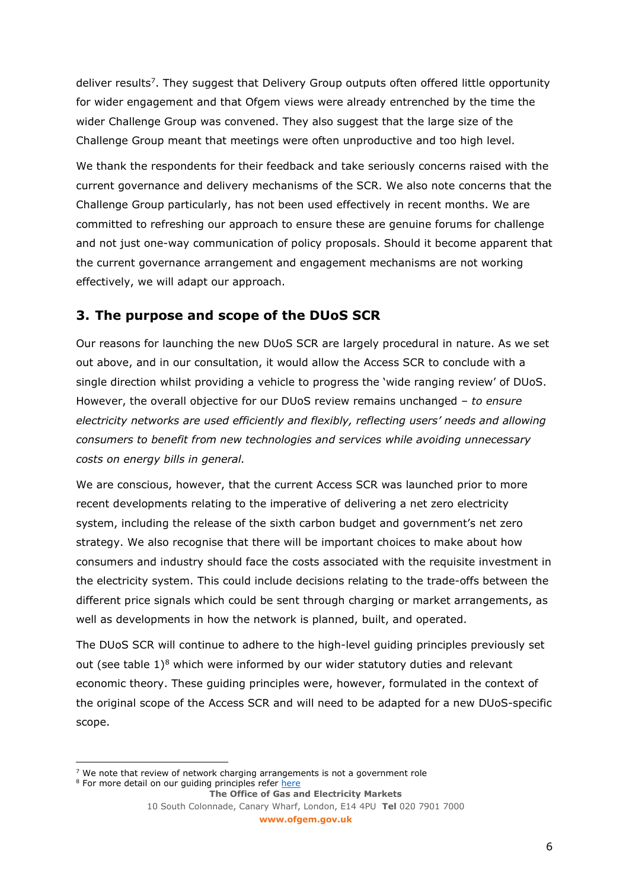deliver results[7]. They suggest that Delivery Group outputs often offered little opportunity for wider engagement and that Ofgem views were already entrenched by the time the wider Challenge Group was convened. They also suggest that the large size of the Challenge Group meant that meetings were often unproductive and too high level.

We thank the respondents for their feedback and take seriously concerns raised with the current governance and delivery mechanisms of the SCR. We also note concerns that the Challenge Group particularly, has not been used effectively in recent months. We are committed to refreshing our approach to ensure these are genuine forums for challenge and not just one-way communication of policy proposals. Should it become apparent that the current governance arrangement and engagement mechanisms are not working effectively, we will adapt our approach.

## 3. The purpose and scope of the DUoS SCR

Our reasons for launching the new DUoS SCR are largely procedural in nature. As we set out above, and in our consultation, it would allow the Access SCR to conclude with a single direction whilst providing a vehicle to progress the 'wide ranging review' of DUoS. However, the overall objective for our DUoS review remains unchanged – *to ensure electricity networks are used efficiently and flexibly, reflecting users' needs and allowing consumers to benefit from new technologies and services while avoiding unnecessary costs on energy bills in general.*

We are conscious, however, that the current Access SCR was launched prior to more recent developments relating to the imperative of delivering a net zero electricity system, including the release of the sixth carbon budget and government's net zero strategy. We also recognise that there will be important choices to make about how consumers and industry should face the costs associated with the requisite investment in the electricity system. This could include decisions relating to the trade-offs between the different price signals which could be sent through charging or market arrangements, as well as developments in how the network is planned, built, and operated.

The DUoS SCR will continue to adhere to the high-level guiding principles previously set out (see table 1)[8] which were informed by our wider statutory duties and relevant economic theory. These guiding principles were, however, formulated in the context of the original scope of the Access SCR and will need to be adapted for a new DUoS-specific scope.

---

[7] We note that review of network charging arrangements is not a government role

[8] For more detail on our guiding principles refer here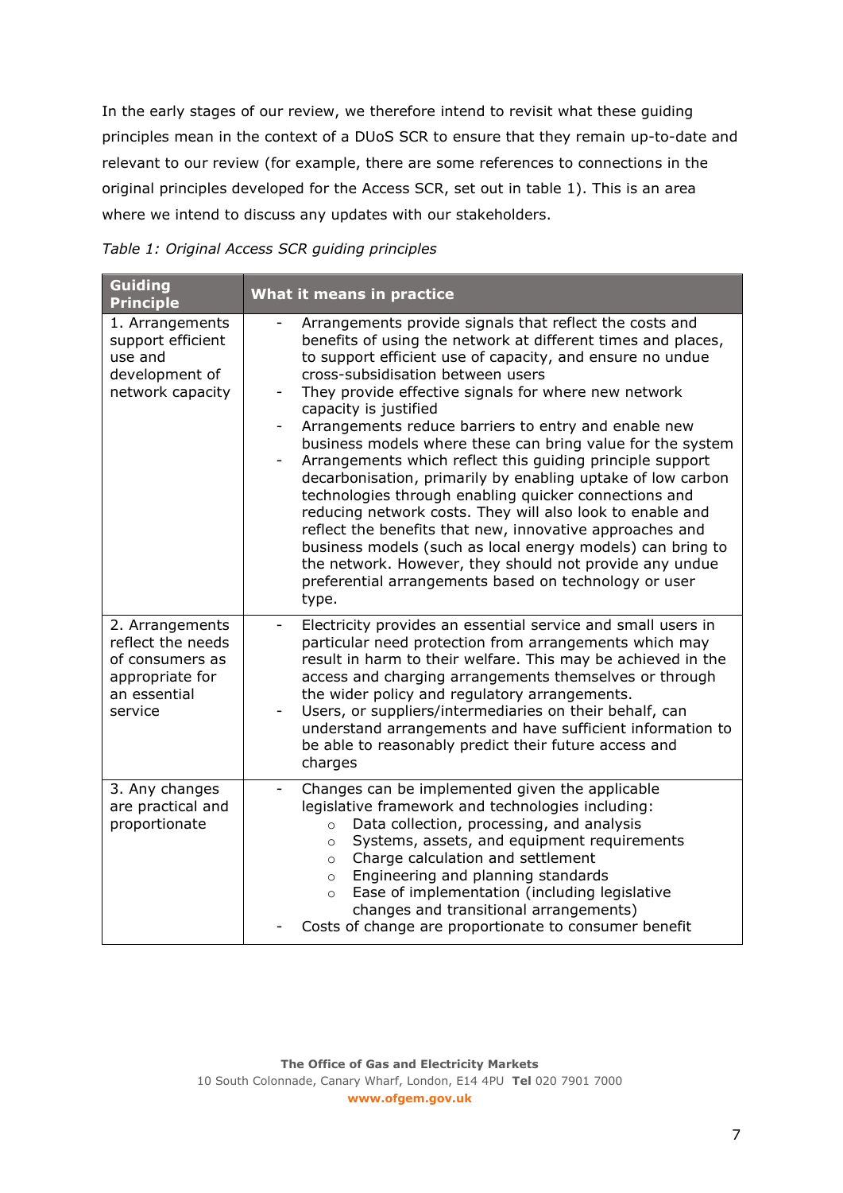In the early stages of our review, we therefore intend to revisit what these guiding principles mean in the context of a DUoS SCR to ensure that they remain up-to-date and relevant to our review (for example, there are some references to connections in the original principles developed for the Access SCR, set out in table 1). This is an area where we intend to discuss any updates with our stakeholders.

*Table 1: Original Access SCR guiding principles*

| Guiding Principle | What it means in practice |
|---|---|
| 1. Arrangements support efficient use and development of network capacity | - Arrangements provide signals that reflect the costs and benefits of using the network at different times and places, to support efficient use of capacity, and ensure no undue cross-subsidisation between users<br>- They provide effective signals for where new network capacity is justified<br>- Arrangements reduce barriers to entry and enable new business models where these can bring value for the system<br>- Arrangements which reflect this guiding principle support decarbonisation, primarily by enabling uptake of low carbon technologies through enabling quicker connections and reducing network costs. They will also look to enable and reflect the benefits that new, innovative approaches and business models (such as local energy models) can bring to the network. However, they should not provide any undue preferential arrangements based on technology or user type. |
| 2. Arrangements reflect the needs of consumers as appropriate for an essential service | - Electricity provides an essential service and small users in particular need protection from arrangements which may result in harm to their welfare. This may be achieved in the access and charging arrangements themselves or through the wider policy and regulatory arrangements.<br>- Users, or suppliers/intermediaries on their behalf, can understand arrangements and have sufficient information to be able to reasonably predict their future access and charges |
| 3. Any changes are practical and proportionate | - Changes can be implemented given the applicable legislative framework and technologies including:<br>&nbsp;&nbsp;&nbsp;&nbsp;○ Data collection, processing, and analysis<br>&nbsp;&nbsp;&nbsp;&nbsp;○ Systems, assets, and equipment requirements<br>&nbsp;&nbsp;&nbsp;&nbsp;○ Charge calculation and settlement<br>&nbsp;&nbsp;&nbsp;&nbsp;○ Engineering and planning standards<br>&nbsp;&nbsp;&nbsp;&nbsp;○ Ease of implementation (including legislative changes and transitional arrangements)<br>- Costs of change are proportionate to consumer benefit |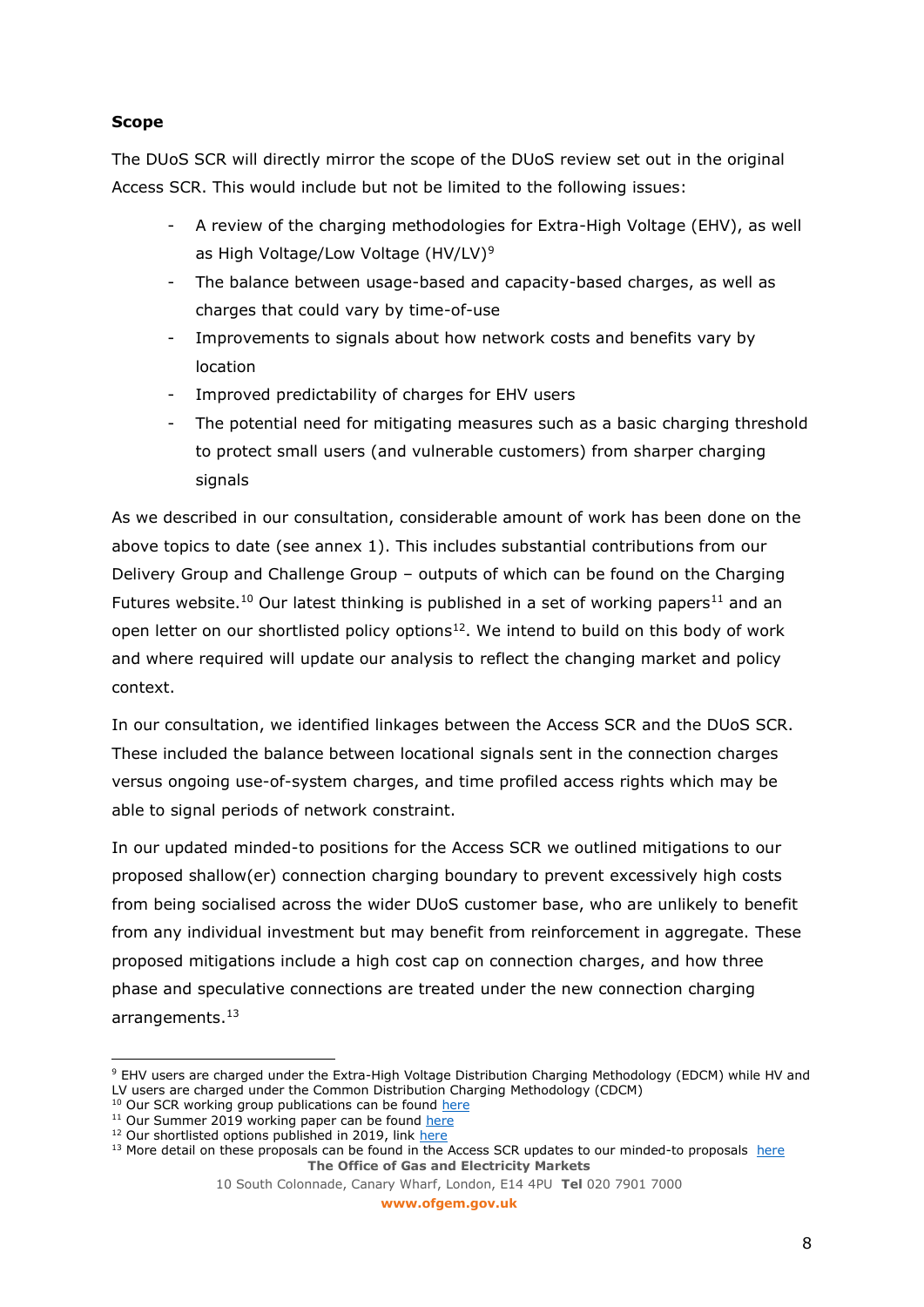**Scope**

The DUoS SCR will directly mirror the scope of the DUoS review set out in the original Access SCR. This would include but not be limited to the following issues:

- A review of the charging methodologies for Extra-High Voltage (EHV), as well as High Voltage/Low Voltage (HV/LV)[9]
- The balance between usage-based and capacity-based charges, as well as charges that could vary by time-of-use
- Improvements to signals about how network costs and benefits vary by location
- Improved predictability of charges for EHV users
- The potential need for mitigating measures such as a basic charging threshold to protect small users (and vulnerable customers) from sharper charging signals

As we described in our consultation, considerable amount of work has been done on the above topics to date (see annex 1). This includes substantial contributions from our Delivery Group and Challenge Group – outputs of which can be found on the Charging Futures website.[10] Our latest thinking is published in a set of working papers[11] and an open letter on our shortlisted policy options[12]. We intend to build on this body of work and where required will update our analysis to reflect the changing market and policy context.

In our consultation, we identified linkages between the Access SCR and the DUoS SCR. These included the balance between locational signals sent in the connection charges versus ongoing use-of-system charges, and time profiled access rights which may be able to signal periods of network constraint.

In our updated minded-to positions for the Access SCR we outlined mitigations to our proposed shallow(er) connection charging boundary to prevent excessively high costs from being socialised across the wider DUoS customer base, who are unlikely to benefit from any individual investment but may benefit from reinforcement in aggregate. These proposed mitigations include a high cost cap on connection charges, and how three phase and speculative connections are treated under the new connection charging arrangements.[13]

---

[9] EHV users are charged under the Extra-High Voltage Distribution Charging Methodology (EDCM) while HV and LV users are charged under the Common Distribution Charging Methodology (CDCM)

[10] Our SCR working group publications can be found here

[11] Our Summer 2019 working paper can be found here

[12] Our shortlisted options published in 2019, link here

[13] More detail on these proposals can be found in the Access SCR updates to our minded-to proposals here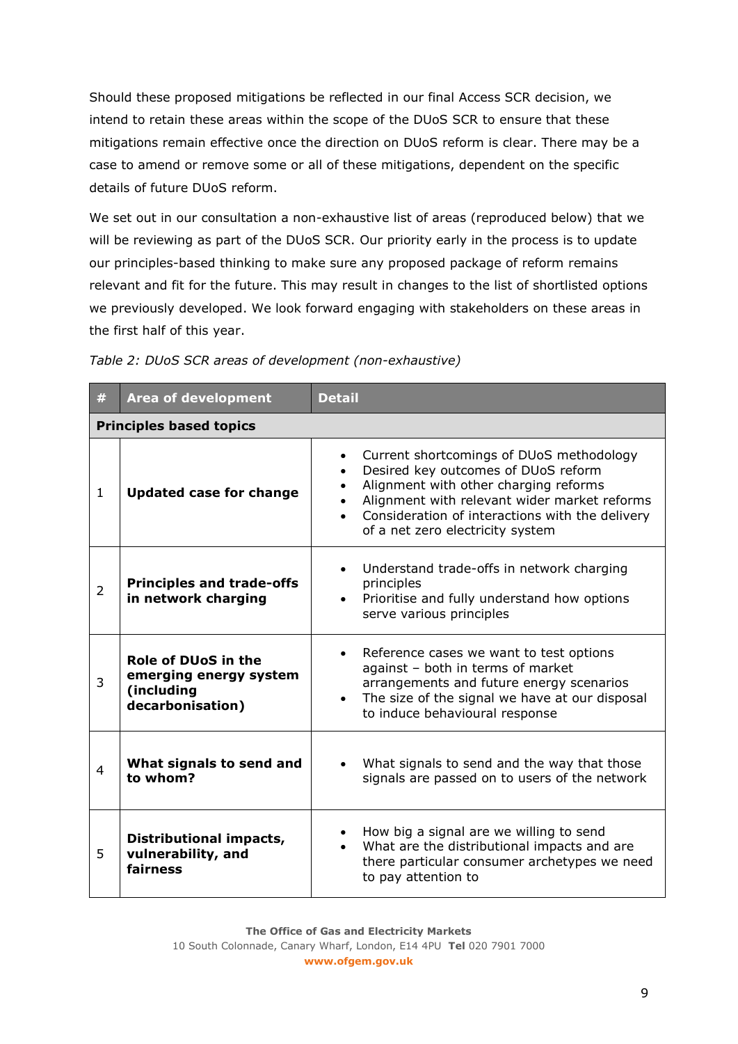Should these proposed mitigations be reflected in our final Access SCR decision, we intend to retain these areas within the scope of the DUoS SCR to ensure that these mitigations remain effective once the direction on DUoS reform is clear. There may be a case to amend or remove some or all of these mitigations, dependent on the specific details of future DUoS reform.

We set out in our consultation a non-exhaustive list of areas (reproduced below) that we will be reviewing as part of the DUoS SCR. Our priority early in the process is to update our principles-based thinking to make sure any proposed package of reform remains relevant and fit for the future. This may result in changes to the list of shortlisted options we previously developed. We look forward engaging with stakeholders on these areas in the first half of this year.

*Table 2: DUoS SCR areas of development (non-exhaustive)*

| # | Area of development | Detail |
|---|---|---|
| **Principles based topics** | | |
| 1 | **Updated case for change** | • Current shortcomings of DUoS methodology<br>• Desired key outcomes of DUoS reform<br>• Alignment with other charging reforms<br>• Alignment with relevant wider market reforms<br>• Consideration of interactions with the delivery of a net zero electricity system |
| 2 | **Principles and trade-offs in network charging** | • Understand trade-offs in network charging principles<br>• Prioritise and fully understand how options serve various principles |
| 3 | **Role of DUoS in the emerging energy system (including decarbonisation)** | • Reference cases we want to test options against – both in terms of market arrangements and future energy scenarios<br>• The size of the signal we have at our disposal to induce behavioural response |
| 4 | **What signals to send and to whom?** | • What signals to send and the way that those signals are passed on to users of the network |
| 5 | **Distributional impacts, vulnerability, and fairness** | • How big a signal are we willing to send<br>• What are the distributional impacts and are there particular consumer archetypes we need to pay attention to |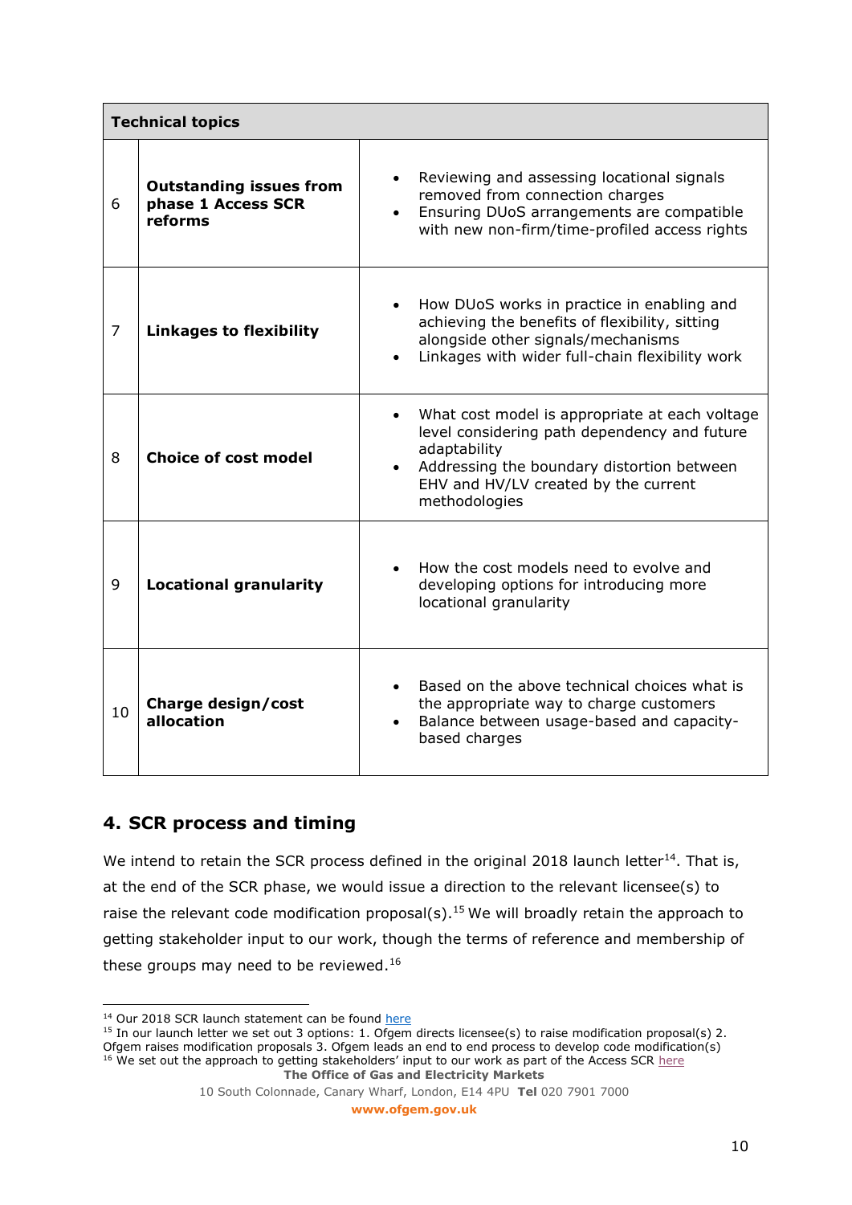| Technical topics | | |
|---|---|---|
| 6 | **Outstanding issues from phase 1 Access SCR reforms** | • Reviewing and assessing locational signals removed from connection charges<br>• Ensuring DUoS arrangements are compatible with new non-firm/time-profiled access rights |
| 7 | **Linkages to flexibility** | • How DUoS works in practice in enabling and achieving the benefits of flexibility, sitting alongside other signals/mechanisms<br>• Linkages with wider full-chain flexibility work |
| 8 | **Choice of cost model** | • What cost model is appropriate at each voltage level considering path dependency and future adaptability<br>• Addressing the boundary distortion between EHV and HV/LV created by the current methodologies |
| 9 | **Locational granularity** | • How the cost models need to evolve and developing options for introducing more locational granularity |
| 10 | **Charge design/cost allocation** | • Based on the above technical choices what is the appropriate way to charge customers<br>• Balance between usage-based and capacity-based charges |

## 4. SCR process and timing

We intend to retain the SCR process defined in the original 2018 launch letter[14]. That is, at the end of the SCR phase, we would issue a direction to the relevant licensee(s) to raise the relevant code modification proposal(s).[15] We will broadly retain the approach to getting stakeholder input to our work, though the terms of reference and membership of these groups may need to be reviewed.[16]

[14] Our 2018 SCR launch statement can be found here

[15] In our launch letter we set out 3 options: 1. Ofgem directs licensee(s) to raise modification proposal(s) 2. Ofgem raises modification proposals 3. Ofgem leads an end to end process to develop code modification(s)

[16] We set out the approach to getting stakeholders' input to our work as part of the Access SCR here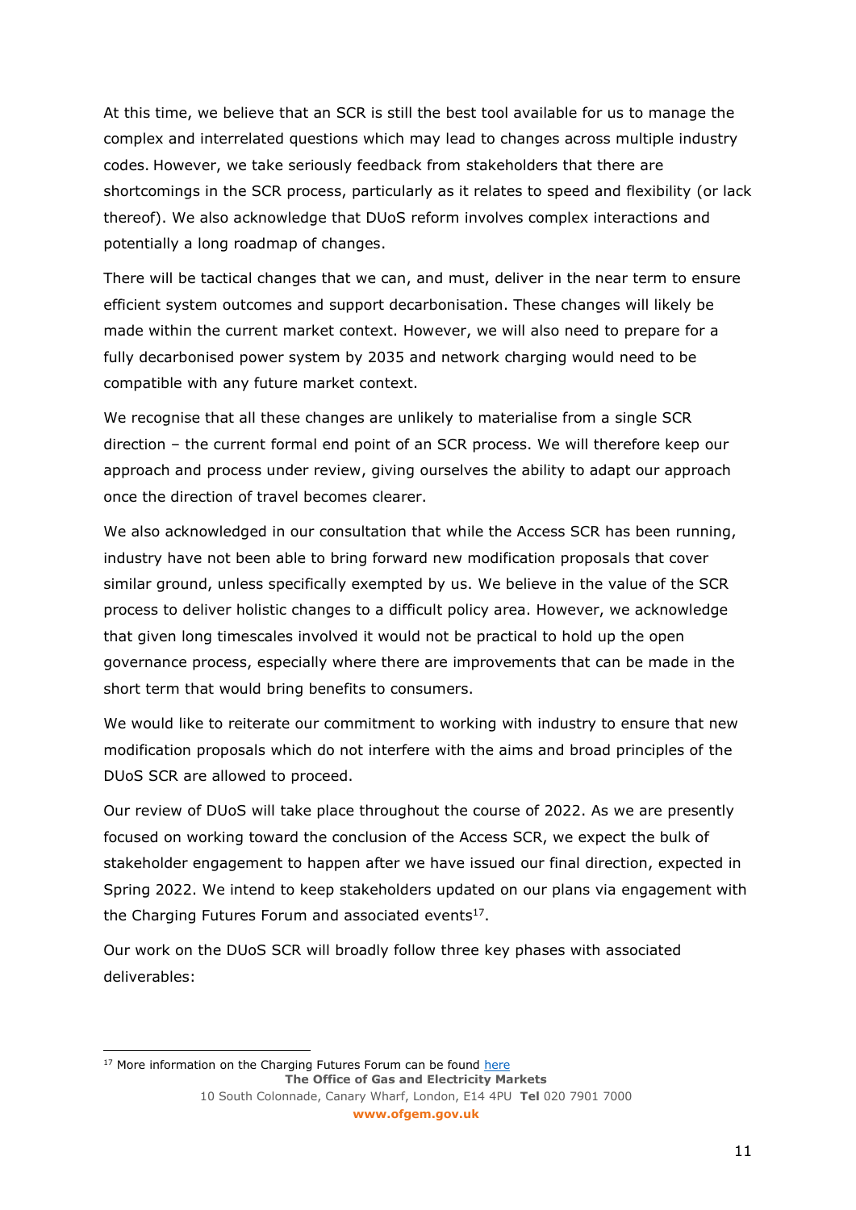At this time, we believe that an SCR is still the best tool available for us to manage the complex and interrelated questions which may lead to changes across multiple industry codes. However, we take seriously feedback from stakeholders that there are shortcomings in the SCR process, particularly as it relates to speed and flexibility (or lack thereof). We also acknowledge that DUoS reform involves complex interactions and potentially a long roadmap of changes.

There will be tactical changes that we can, and must, deliver in the near term to ensure efficient system outcomes and support decarbonisation. These changes will likely be made within the current market context. However, we will also need to prepare for a fully decarbonised power system by 2035 and network charging would need to be compatible with any future market context.

We recognise that all these changes are unlikely to materialise from a single SCR direction – the current formal end point of an SCR process. We will therefore keep our approach and process under review, giving ourselves the ability to adapt our approach once the direction of travel becomes clearer.

We also acknowledged in our consultation that while the Access SCR has been running, industry have not been able to bring forward new modification proposals that cover similar ground, unless specifically exempted by us. We believe in the value of the SCR process to deliver holistic changes to a difficult policy area. However, we acknowledge that given long timescales involved it would not be practical to hold up the open governance process, especially where there are improvements that can be made in the short term that would bring benefits to consumers.

We would like to reiterate our commitment to working with industry to ensure that new modification proposals which do not interfere with the aims and broad principles of the DUoS SCR are allowed to proceed.

Our review of DUoS will take place throughout the course of 2022. As we are presently focused on working toward the conclusion of the Access SCR, we expect the bulk of stakeholder engagement to happen after we have issued our final direction, expected in Spring 2022. We intend to keep stakeholders updated on our plans via engagement with the Charging Futures Forum and associated events[17].

Our work on the DUoS SCR will broadly follow three key phases with associated deliverables:

[17] More information on the Charging Futures Forum can be found here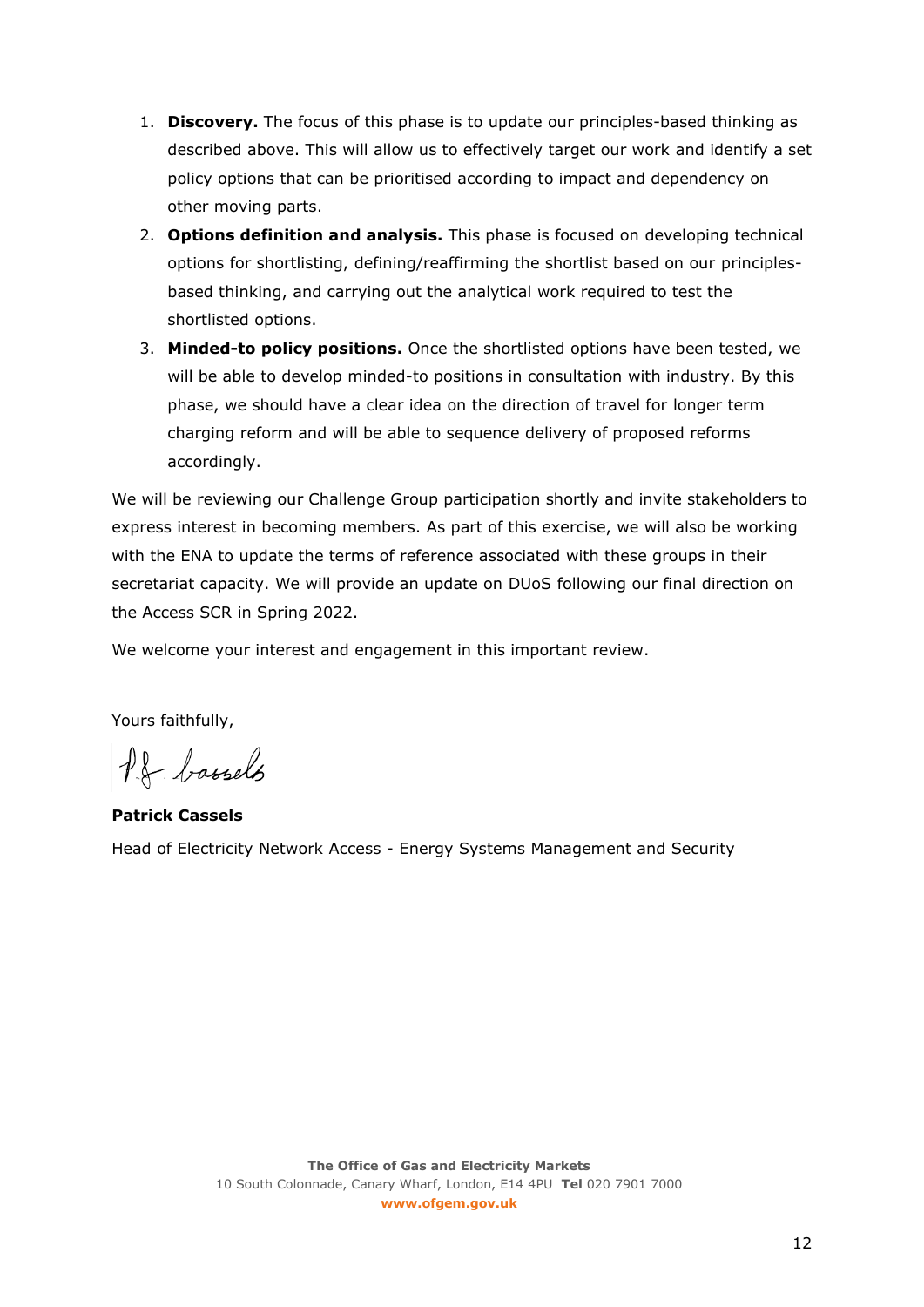1. **Discovery.** The focus of this phase is to update our principles-based thinking as described above. This will allow us to effectively target our work and identify a set policy options that can be prioritised according to impact and dependency on other moving parts.
2. **Options definition and analysis.** This phase is focused on developing technical options for shortlisting, defining/reaffirming the shortlist based on our principles-based thinking, and carrying out the analytical work required to test the shortlisted options.
3. **Minded-to policy positions.** Once the shortlisted options have been tested, we will be able to develop minded-to positions in consultation with industry. By this phase, we should have a clear idea on the direction of travel for longer term charging reform and will be able to sequence delivery of proposed reforms accordingly.

We will be reviewing our Challenge Group participation shortly and invite stakeholders to express interest in becoming members. As part of this exercise, we will also be working with the ENA to update the terms of reference associated with these groups in their secretariat capacity. We will provide an update on DUoS following our final direction on the Access SCR in Spring 2022.

We welcome your interest and engagement in this important review.

Yours faithfully,

**Patrick Cassels**

Head of Electricity Network Access - Energy Systems Management and Security

**The Office of Gas and Electricity Markets**
10 South Colonnade, Canary Wharf, London, E14 4PU **Tel** 020 7901 7000
**www.ofgem.gov.uk**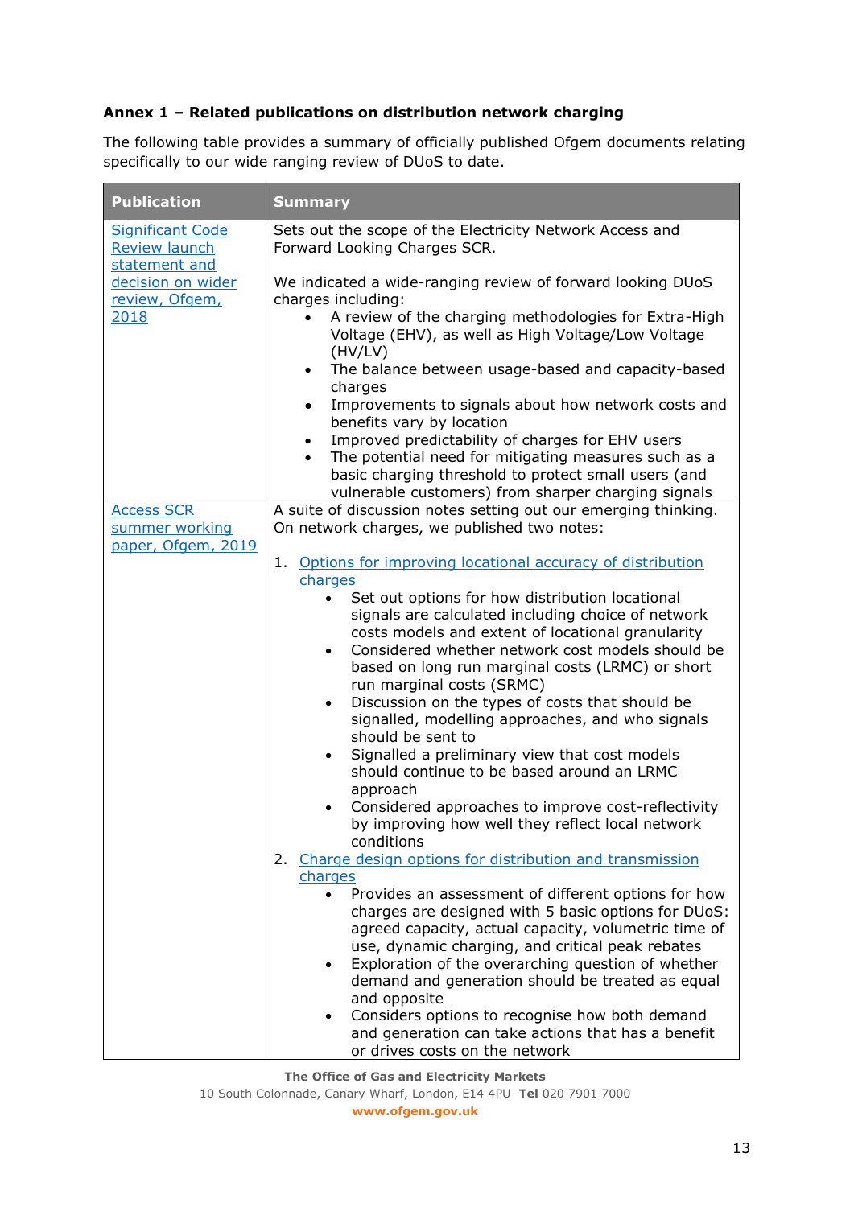**Annex 1 – Related publications on distribution network charging**

The following table provides a summary of officially published Ofgem documents relating specifically to our wide ranging review of DUoS to date.

| Publication | Summary |
|---|---|
| Significant Code Review launch statement and decision on wider review, Ofgem, 2018 | Sets out the scope of the Electricity Network Access and Forward Looking Charges SCR.<br><br>We indicated a wide-ranging review of forward looking DUoS charges including:<br>• A review of the charging methodologies for Extra-High Voltage (EHV), as well as High Voltage/Low Voltage (HV/LV)<br>• The balance between usage-based and capacity-based charges<br>• Improvements to signals about how network costs and benefits vary by location<br>• Improved predictability of charges for EHV users<br>• The potential need for mitigating measures such as a basic charging threshold to protect small users (and vulnerable customers) from sharper charging signals |
| Access SCR summer working paper, Ofgem, 2019 | A suite of discussion notes setting out our emerging thinking. On network charges, we published two notes:<br><br>1. Options for improving locational accuracy of distribution charges<br>• Set out options for how distribution locational signals are calculated including choice of network costs models and extent of locational granularity<br>• Considered whether network cost models should be based on long run marginal costs (LRMC) or short run marginal costs (SRMC)<br>• Discussion on the types of costs that should be signalled, modelling approaches, and who signals should be sent to<br>• Signalled a preliminary view that cost models should continue to be based around an LRMC approach<br>• Considered approaches to improve cost-reflectivity by improving how well they reflect local network conditions<br><br>2. Charge design options for distribution and transmission charges<br>• Provides an assessment of different options for how charges are designed with 5 basic options for DUoS: agreed capacity, actual capacity, volumetric time of use, dynamic charging, and critical peak rebates<br>• Exploration of the overarching question of whether demand and generation should be treated as equal and opposite<br>• Considers options to recognise how both demand and generation can take actions that has a benefit or drives costs on the network |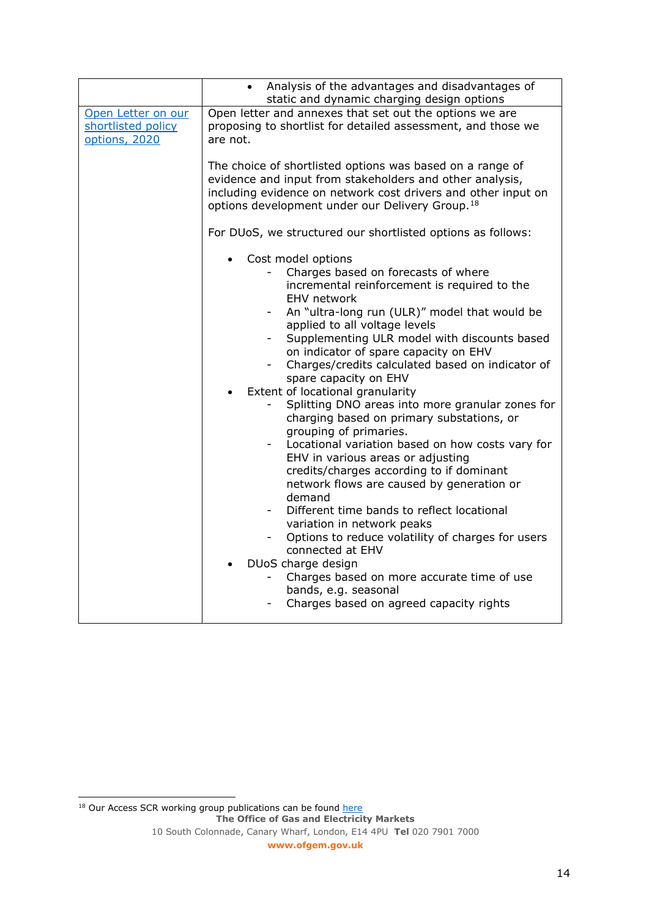| | |
|---|---|
| | • Analysis of the advantages and disadvantages of static and dynamic charging design options |
| Open Letter on our shortlisted policy options, 2020 | Open letter and annexes that set out the options we are proposing to shortlist for detailed assessment, and those we are not.<br><br>The choice of shortlisted options was based on a range of evidence and input from stakeholders and other analysis, including evidence on network cost drivers and other input on options development under our Delivery Group.[18]<br><br>For DUoS, we structured our shortlisted options as follows:<br><br>• Cost model options<br>&nbsp;&nbsp;- Charges based on forecasts of where incremental reinforcement is required to the EHV network<br>&nbsp;&nbsp;- An "ultra-long run (ULR)" model that would be applied to all voltage levels<br>&nbsp;&nbsp;- Supplementing ULR model with discounts based on indicator of spare capacity on EHV<br>&nbsp;&nbsp;- Charges/credits calculated based on indicator of spare capacity on EHV<br>• Extent of locational granularity<br>&nbsp;&nbsp;- Splitting DNO areas into more granular zones for charging based on primary substations, or grouping of primaries.<br>&nbsp;&nbsp;- Locational variation based on how costs vary for EHV in various areas or adjusting credits/charges according to if dominant network flows are caused by generation or demand<br>&nbsp;&nbsp;- Different time bands to reflect locational variation in network peaks<br>&nbsp;&nbsp;- Options to reduce volatility of charges for users connected at EHV<br>• DUoS charge design<br>&nbsp;&nbsp;- Charges based on more accurate time of use bands, e.g. seasonal<br>&nbsp;&nbsp;- Charges based on agreed capacity rights |

[18] Our Access SCR working group publications can be found here